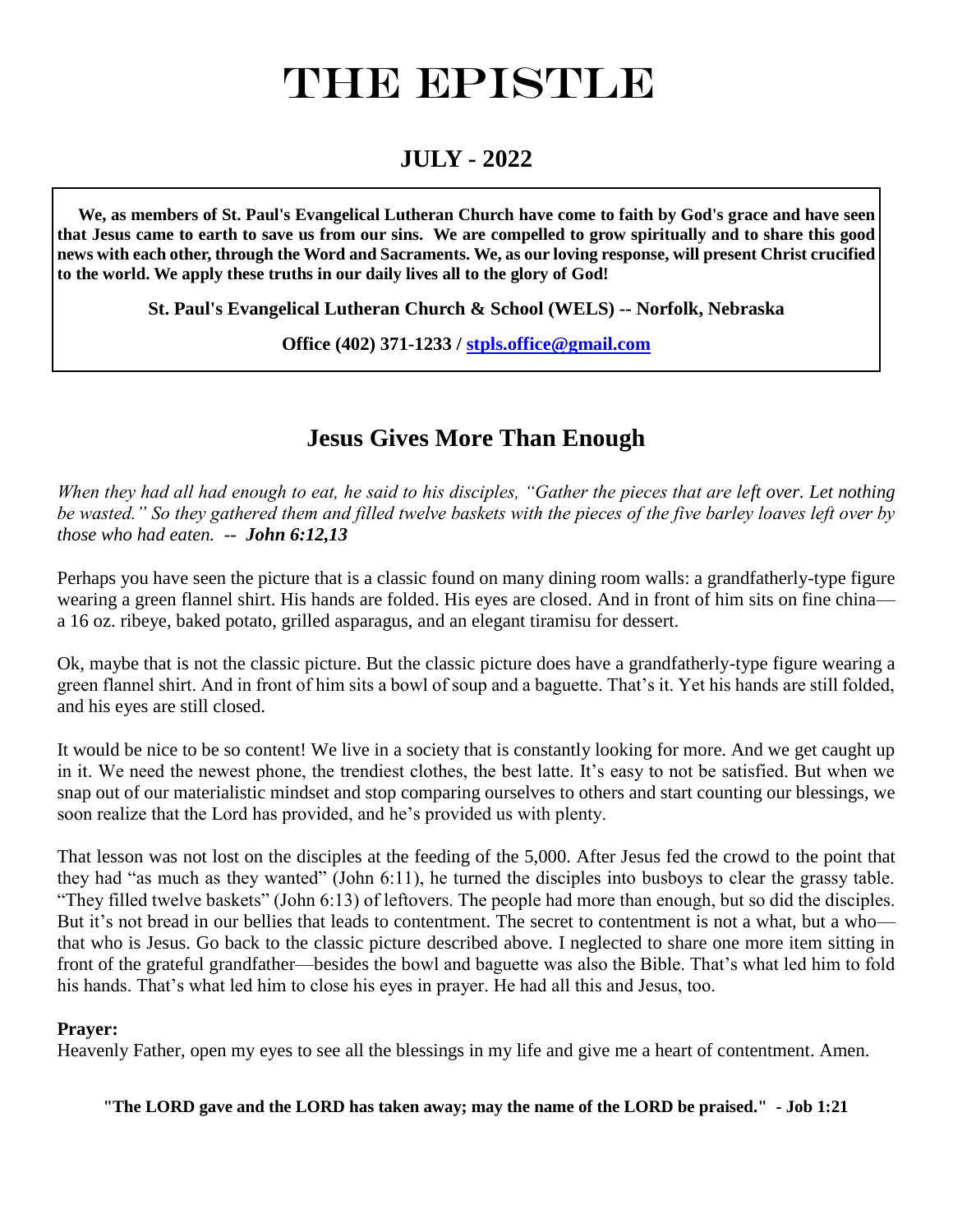# THE EPISTLE

## JULY - 2022

**We, as members of St. Paul's Evangelical Lutheran Church have come to faith by God's grace and have seen that Jesus came to earth to save us from our sins. We are compelled to grow spiritually and to share this good news with each other, through the Word and Sacraments. We, as our loving response, will present Christ crucified to the world. We apply these truths in our daily lives all to the glory of God!**

**St. Paul's Evangelical Lutheran Church & School (WELS) -- Norfolk, Nebraska**

**Office (402) 371-1233 / stpls.office@gmail.com**

## Jesus Gives More Than Enough

*When they had all had enough to eat, he said to his disciples, "Gather the pieces that are left over. Let nothing be wasted." So they gathered them and filled twelve baskets with the pieces of the five barley loaves left over by those who had eaten.* -- ***John 6:12,13***

Perhaps you have seen the picture that is a classic found on many dining room walls: a grandfatherly-type figure wearing a green flannel shirt. His hands are folded. His eyes are closed. And in front of him sits on fine china—a 16 oz. ribeye, baked potato, grilled asparagus, and an elegant tiramisu for dessert.

Ok, maybe that is not the classic picture. But the classic picture does have a grandfatherly-type figure wearing a green flannel shirt. And in front of him sits a bowl of soup and a baguette. That's it. Yet his hands are still folded, and his eyes are still closed.

It would be nice to be so content! We live in a society that is constantly looking for more. And we get caught up in it. We need the newest phone, the trendiest clothes, the best latte. It's easy to not be satisfied. But when we snap out of our materialistic mindset and stop comparing ourselves to others and start counting our blessings, we soon realize that the Lord has provided, and he's provided us with plenty.

That lesson was not lost on the disciples at the feeding of the 5,000. After Jesus fed the crowd to the point that they had "as much as they wanted" (John 6:11), he turned the disciples into busboys to clear the grassy table. "They filled twelve baskets" (John 6:13) of leftovers. The people had more than enough, but so did the disciples. But it's not bread in our bellies that leads to contentment. The secret to contentment is not a what, but a who—that who is Jesus. Go back to the classic picture described above. I neglected to share one more item sitting in front of the grateful grandfather—besides the bowl and baguette was also the Bible. That's what led him to fold his hands. That's what led him to close his eyes in prayer. He had all this and Jesus, too.

**Prayer:**

Heavenly Father, open my eyes to see all the blessings in my life and give me a heart of contentment. Amen.

**"The LORD gave and the LORD has taken away; may the name of the LORD be praised." - Job 1:21**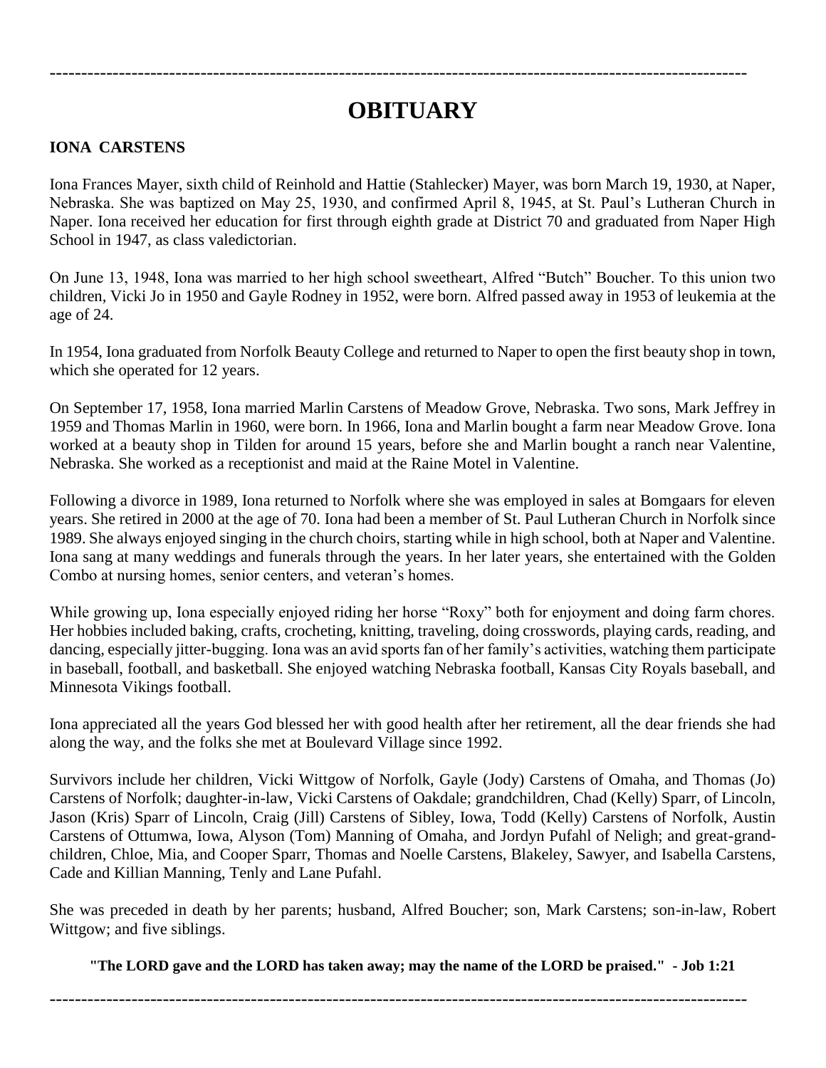# OBITUARY

**IONA CARSTENS**

Iona Frances Mayer, sixth child of Reinhold and Hattie (Stahlecker) Mayer, was born March 19, 1930, at Naper, Nebraska. She was baptized on May 25, 1930, and confirmed April 8, 1945, at St. Paul's Lutheran Church in Naper. Iona received her education for first through eighth grade at District 70 and graduated from Naper High School in 1947, as class valedictorian.

On June 13, 1948, Iona was married to her high school sweetheart, Alfred "Butch" Boucher. To this union two children, Vicki Jo in 1950 and Gayle Rodney in 1952, were born. Alfred passed away in 1953 of leukemia at the age of 24.

In 1954, Iona graduated from Norfolk Beauty College and returned to Naper to open the first beauty shop in town, which she operated for 12 years.

On September 17, 1958, Iona married Marlin Carstens of Meadow Grove, Nebraska. Two sons, Mark Jeffrey in 1959 and Thomas Marlin in 1960, were born. In 1966, Iona and Marlin bought a farm near Meadow Grove. Iona worked at a beauty shop in Tilden for around 15 years, before she and Marlin bought a ranch near Valentine, Nebraska. She worked as a receptionist and maid at the Raine Motel in Valentine.

Following a divorce in 1989, Iona returned to Norfolk where she was employed in sales at Bomgaars for eleven years. She retired in 2000 at the age of 70. Iona had been a member of St. Paul Lutheran Church in Norfolk since 1989. She always enjoyed singing in the church choirs, starting while in high school, both at Naper and Valentine. Iona sang at many weddings and funerals through the years. In her later years, she entertained with the Golden Combo at nursing homes, senior centers, and veteran's homes.

While growing up, Iona especially enjoyed riding her horse "Roxy" both for enjoyment and doing farm chores. Her hobbies included baking, crafts, crocheting, knitting, traveling, doing crosswords, playing cards, reading, and dancing, especially jitter-bugging. Iona was an avid sports fan of her family's activities, watching them participate in baseball, football, and basketball. She enjoyed watching Nebraska football, Kansas City Royals baseball, and Minnesota Vikings football.

Iona appreciated all the years God blessed her with good health after her retirement, all the dear friends she had along the way, and the folks she met at Boulevard Village since 1992.

Survivors include her children, Vicki Wittgow of Norfolk, Gayle (Jody) Carstens of Omaha, and Thomas (Jo) Carstens of Norfolk; daughter-in-law, Vicki Carstens of Oakdale; grandchildren, Chad (Kelly) Sparr, of Lincoln, Jason (Kris) Sparr of Lincoln, Craig (Jill) Carstens of Sibley, Iowa, Todd (Kelly) Carstens of Norfolk, Austin Carstens of Ottumwa, Iowa, Alyson (Tom) Manning of Omaha, and Jordyn Pufahl of Neligh; and great-grand-children, Chloe, Mia, and Cooper Sparr, Thomas and Noelle Carstens, Blakeley, Sawyer, and Isabella Carstens, Cade and Killian Manning, Tenly and Lane Pufahl.

She was preceded in death by her parents; husband, Alfred Boucher; son, Mark Carstens; son-in-law, Robert Wittgow; and five siblings.

**"The LORD gave and the LORD has taken away; may the name of the LORD be praised." - Job 1:21**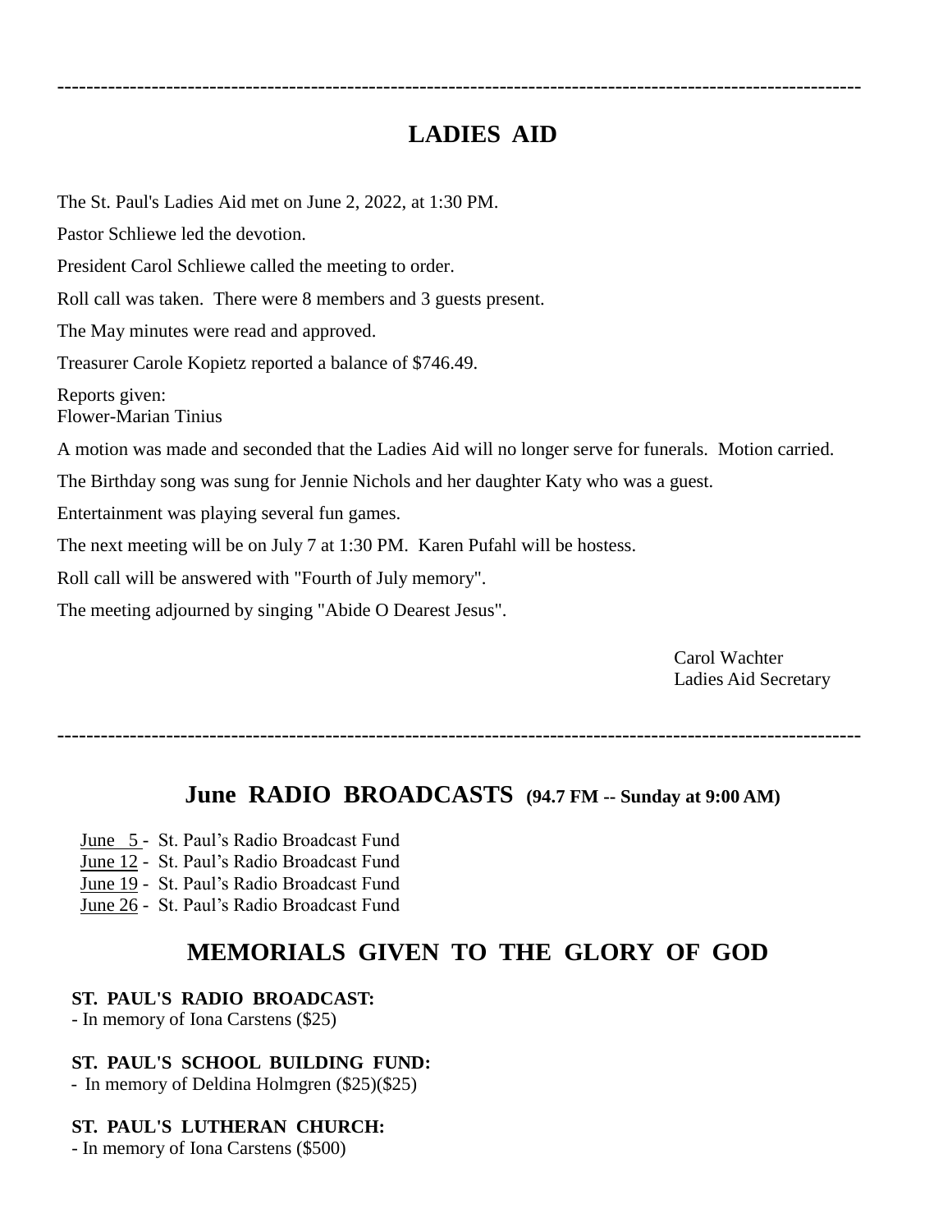---

## LADIES AID

The St. Paul's Ladies Aid met on June 2, 2022, at 1:30 PM.

Pastor Schliewe led the devotion.

President Carol Schliewe called the meeting to order.

Roll call was taken. There were 8 members and 3 guests present.

The May minutes were read and approved.

Treasurer Carole Kopietz reported a balance of $746.49.

Reports given:
Flower-Marian Tinius

A motion was made and seconded that the Ladies Aid will no longer serve for funerals. Motion carried.

The Birthday song was sung for Jennie Nichols and her daughter Katy who was a guest.

Entertainment was playing several fun games.

The next meeting will be on July 7 at 1:30 PM. Karen Pufahl will be hostess.

Roll call will be answered with "Fourth of July memory".

The meeting adjourned by singing "Abide O Dearest Jesus".

Carol Wachter
Ladies Aid Secretary

---

## June RADIO BROADCASTS **(94.7 FM -- Sunday at 9:00 AM)**

June 5 - St. Paul's Radio Broadcast Fund
June 12 - St. Paul's Radio Broadcast Fund
June 19 - St. Paul's Radio Broadcast Fund
June 26 - St. Paul's Radio Broadcast Fund

## MEMORIALS GIVEN TO THE GLORY OF GOD

**ST. PAUL'S RADIO BROADCAST:**
- In memory of Iona Carstens ($25)

**ST. PAUL'S SCHOOL BUILDING FUND:**
- In memory of Deldina Holmgren ($25)($25)

**ST. PAUL'S LUTHERAN CHURCH:**
- In memory of Iona Carstens ($500)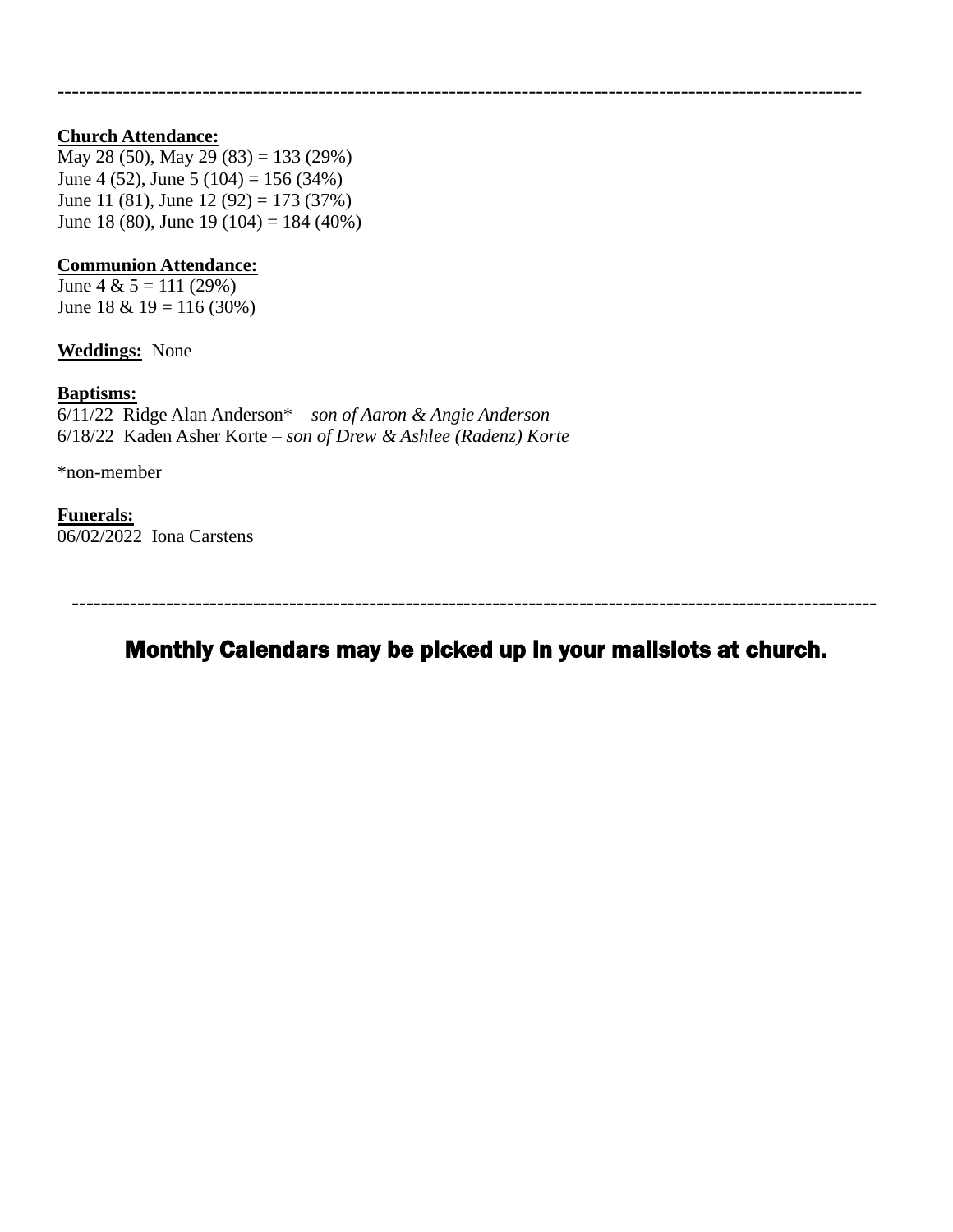---

**Church Attendance:**
May 28 (50), May 29 (83) = 133 (29%)
June 4 (52), June 5 (104) = 156 (34%)
June 11 (81), June 12 (92) = 173 (37%)
June 18 (80), June 19 (104) = 184 (40%)

**Communion Attendance:**
June 4 & 5 = 111 (29%)
June 18 & 19 = 116 (30%)

**Weddings:** None

**Baptisms:**
6/11/22 Ridge Alan Anderson* – *son of Aaron & Angie Anderson*
6/18/22 Kaden Asher Korte – *son of Drew & Ashlee (Radenz) Korte*

*non-member

**Funerals:**
06/02/2022 Iona Carstens

---

**Monthly Calendars may be picked up in your mailslots at church.**